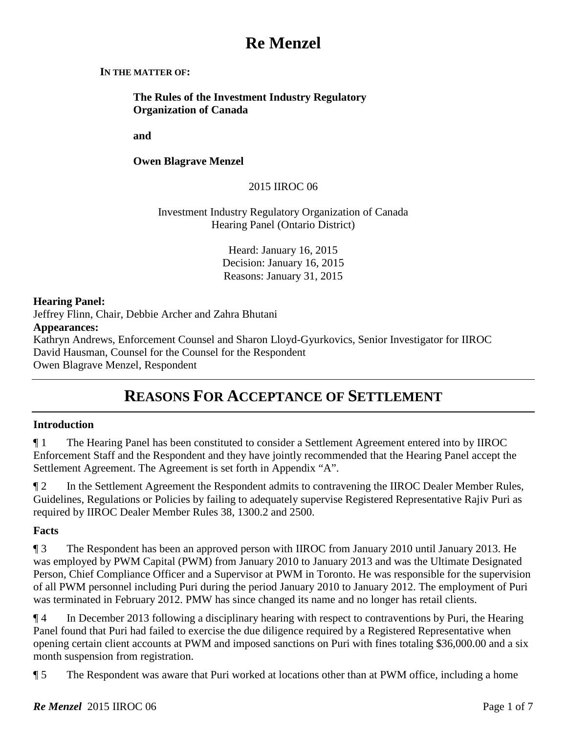# Re Menzel

**IN THE MATTER OF:**

**The Rules of the Investment Industry Regulatory Organization of Canada**

**and**

**Owen Blagrave Menzel**

2015 IIROC 06

Investment Industry Regulatory Organization of Canada
Hearing Panel (Ontario District)

Heard: January 16, 2015
Decision: January 16, 2015
Reasons: January 31, 2015

**Hearing Panel:**
Jeffrey Flinn, Chair, Debbie Archer and Zahra Bhutani

**Appearances:**
Kathryn Andrews, Enforcement Counsel and Sharon Lloyd-Gyurkovics, Senior Investigator for IIROC
David Hausman, Counsel for the Counsel for the Respondent
Owen Blagrave Menzel, Respondent

## REASONS FOR ACCEPTANCE OF SETTLEMENT

### Introduction

¶ 1 The Hearing Panel has been constituted to consider a Settlement Agreement entered into by IIROC Enforcement Staff and the Respondent and they have jointly recommended that the Hearing Panel accept the Settlement Agreement. The Agreement is set forth in Appendix "A".

¶ 2 In the Settlement Agreement the Respondent admits to contravening the IIROC Dealer Member Rules, Guidelines, Regulations or Policies by failing to adequately supervise Registered Representative Rajiv Puri as required by IIROC Dealer Member Rules 38, 1300.2 and 2500.

### Facts

¶ 3 The Respondent has been an approved person with IIROC from January 2010 until January 2013. He was employed by PWM Capital (PWM) from January 2010 to January 2013 and was the Ultimate Designated Person, Chief Compliance Officer and a Supervisor at PWM in Toronto. He was responsible for the supervision of all PWM personnel including Puri during the period January 2010 to January 2012. The employment of Puri was terminated in February 2012. PMW has since changed its name and no longer has retail clients.

¶ 4 In December 2013 following a disciplinary hearing with respect to contraventions by Puri, the Hearing Panel found that Puri had failed to exercise the due diligence required by a Registered Representative when opening certain client accounts at PWM and imposed sanctions on Puri with fines totaling $36,000.00 and a six month suspension from registration.

¶ 5 The Respondent was aware that Puri worked at locations other than at PWM office, including a home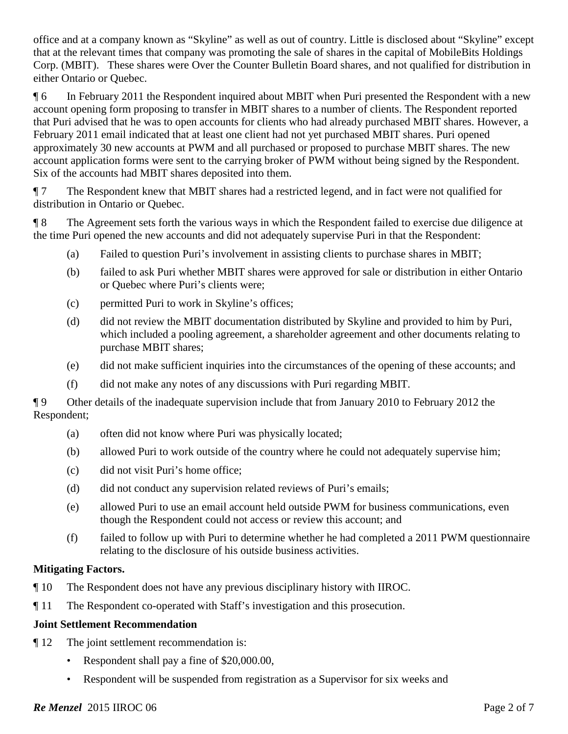office and at a company known as "Skyline" as well as out of country. Little is disclosed about "Skyline" except that at the relevant times that company was promoting the sale of shares in the capital of MobileBits Holdings Corp. (MBIT). These shares were Over the Counter Bulletin Board shares, and not qualified for distribution in either Ontario or Quebec.

¶ 6 In February 2011 the Respondent inquired about MBIT when Puri presented the Respondent with a new account opening form proposing to transfer in MBIT shares to a number of clients. The Respondent reported that Puri advised that he was to open accounts for clients who had already purchased MBIT shares. However, a February 2011 email indicated that at least one client had not yet purchased MBIT shares. Puri opened approximately 30 new accounts at PWM and all purchased or proposed to purchase MBIT shares. The new account application forms were sent to the carrying broker of PWM without being signed by the Respondent. Six of the accounts had MBIT shares deposited into them.

¶ 7 The Respondent knew that MBIT shares had a restricted legend, and in fact were not qualified for distribution in Ontario or Quebec.

¶ 8 The Agreement sets forth the various ways in which the Respondent failed to exercise due diligence at the time Puri opened the new accounts and did not adequately supervise Puri in that the Respondent:

(a) Failed to question Puri's involvement in assisting clients to purchase shares in MBIT;

(b) failed to ask Puri whether MBIT shares were approved for sale or distribution in either Ontario or Quebec where Puri's clients were;

(c) permitted Puri to work in Skyline's offices;

(d) did not review the MBIT documentation distributed by Skyline and provided to him by Puri, which included a pooling agreement, a shareholder agreement and other documents relating to purchase MBIT shares;

(e) did not make sufficient inquiries into the circumstances of the opening of these accounts; and

(f) did not make any notes of any discussions with Puri regarding MBIT.

¶ 9 Other details of the inadequate supervision include that from January 2010 to February 2012 the Respondent;

(a) often did not know where Puri was physically located;

(b) allowed Puri to work outside of the country where he could not adequately supervise him;

(c) did not visit Puri's home office;

(d) did not conduct any supervision related reviews of Puri's emails;

(e) allowed Puri to use an email account held outside PWM for business communications, even though the Respondent could not access or review this account; and

(f) failed to follow up with Puri to determine whether he had completed a 2011 PWM questionnaire relating to the disclosure of his outside business activities.

**Mitigating Factors.**

¶ 10 The Respondent does not have any previous disciplinary history with IIROC.

¶ 11 The Respondent co-operated with Staff's investigation and this prosecution.

**Joint Settlement Recommendation**

¶ 12 The joint settlement recommendation is:

- Respondent shall pay a fine of $20,000.00,
- Respondent will be suspended from registration as a Supervisor for six weeks and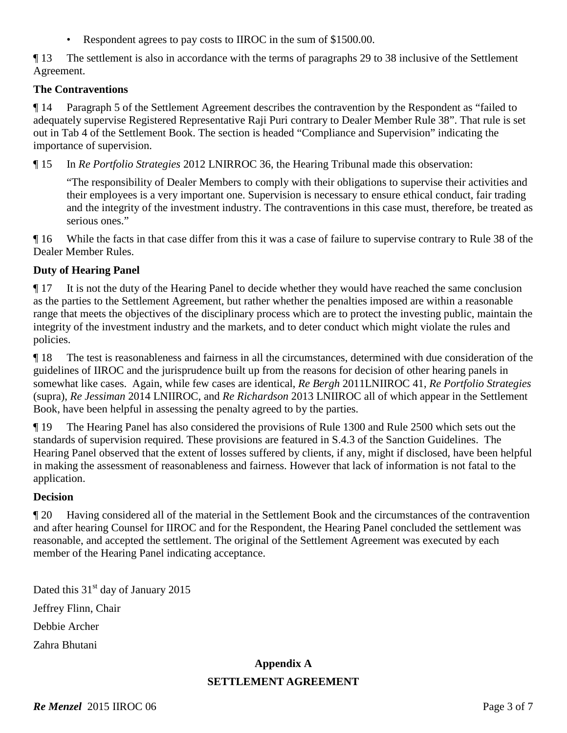- Respondent agrees to pay costs to IIROC in the sum of $1500.00.

¶ 13 The settlement is also in accordance with the terms of paragraphs 29 to 38 inclusive of the Settlement Agreement.

**The Contraventions**

¶ 14 Paragraph 5 of the Settlement Agreement describes the contravention by the Respondent as "failed to adequately supervise Registered Representative Raji Puri contrary to Dealer Member Rule 38". That rule is set out in Tab 4 of the Settlement Book. The section is headed "Compliance and Supervision" indicating the importance of supervision.

¶ 15 In *Re Portfolio Strategies* 2012 LNIRROC 36, the Hearing Tribunal made this observation:

> "The responsibility of Dealer Members to comply with their obligations to supervise their activities and their employees is a very important one. Supervision is necessary to ensure ethical conduct, fair trading and the integrity of the investment industry. The contraventions in this case must, therefore, be treated as serious ones."

¶ 16 While the facts in that case differ from this it was a case of failure to supervise contrary to Rule 38 of the Dealer Member Rules.

**Duty of Hearing Panel**

¶ 17 It is not the duty of the Hearing Panel to decide whether they would have reached the same conclusion as the parties to the Settlement Agreement, but rather whether the penalties imposed are within a reasonable range that meets the objectives of the disciplinary process which are to protect the investing public, maintain the integrity of the investment industry and the markets, and to deter conduct which might violate the rules and policies.

¶ 18 The test is reasonableness and fairness in all the circumstances, determined with due consideration of the guidelines of IIROC and the jurisprudence built up from the reasons for decision of other hearing panels in somewhat like cases. Again, while few cases are identical, *Re Bergh* 2011LNIIROC 41, *Re Portfolio Strategies* (supra), *Re Jessiman* 2014 LNIIROC, and *Re Richardson* 2013 LNIIROC all of which appear in the Settlement Book, have been helpful in assessing the penalty agreed to by the parties.

¶ 19 The Hearing Panel has also considered the provisions of Rule 1300 and Rule 2500 which sets out the standards of supervision required. These provisions are featured in S.4.3 of the Sanction Guidelines. The Hearing Panel observed that the extent of losses suffered by clients, if any, might if disclosed, have been helpful in making the assessment of reasonableness and fairness. However that lack of information is not fatal to the application.

**Decision**

¶ 20 Having considered all of the material in the Settlement Book and the circumstances of the contravention and after hearing Counsel for IIROC and for the Respondent, the Hearing Panel concluded the settlement was reasonable, and accepted the settlement. The original of the Settlement Agreement was executed by each member of the Hearing Panel indicating acceptance.

Dated this 31st day of January 2015

Jeffrey Flinn, Chair

Debbie Archer

Zahra Bhutani

**Appendix A**

**SETTLEMENT AGREEMENT**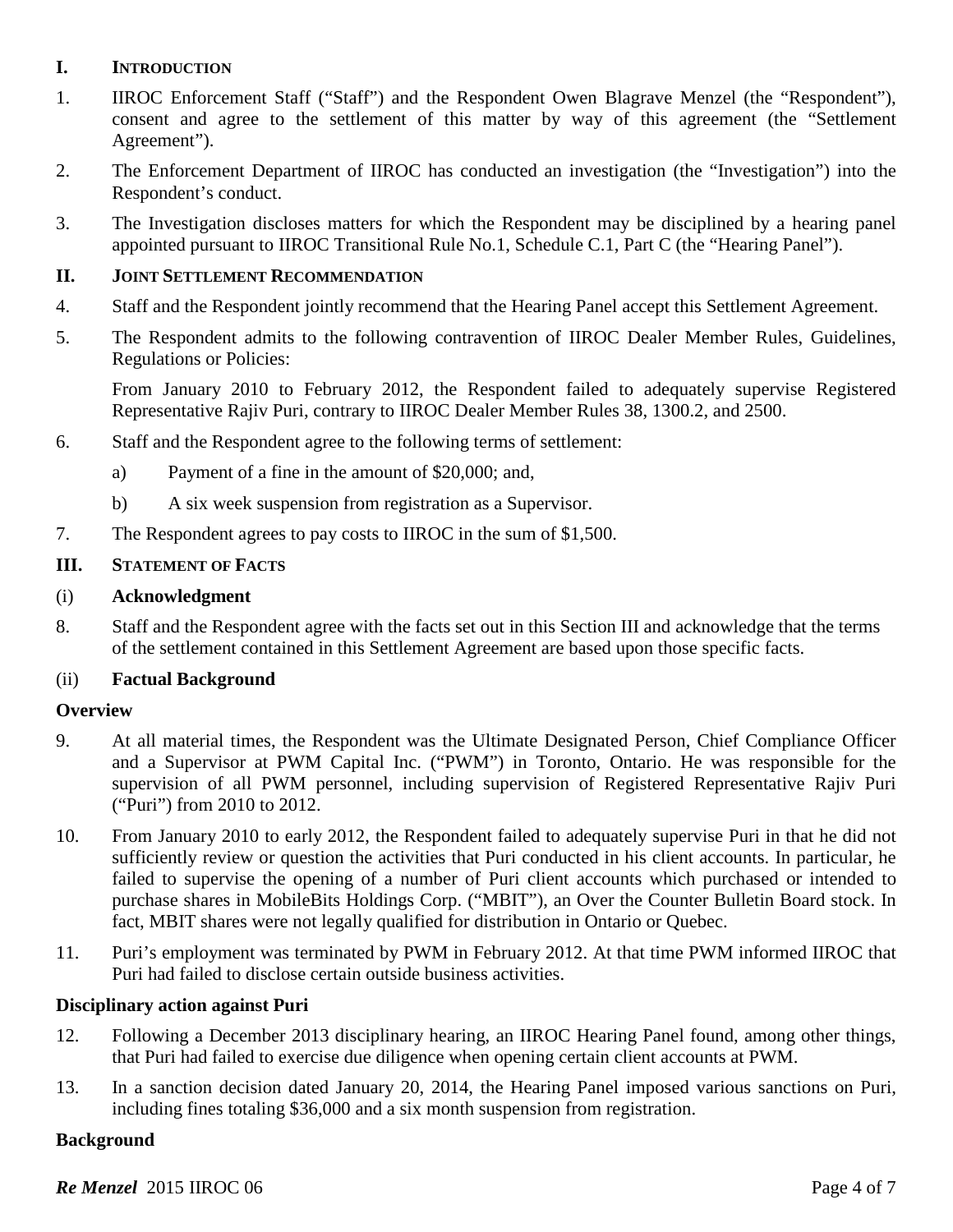## I. INTRODUCTION

1. IIROC Enforcement Staff ("Staff") and the Respondent Owen Blagrave Menzel (the "Respondent"), consent and agree to the settlement of this matter by way of this agreement (the "Settlement Agreement").

2. The Enforcement Department of IIROC has conducted an investigation (the "Investigation") into the Respondent's conduct.

3. The Investigation discloses matters for which the Respondent may be disciplined by a hearing panel appointed pursuant to IIROC Transitional Rule No.1, Schedule C.1, Part C (the "Hearing Panel").

## II. JOINT SETTLEMENT RECOMMENDATION

4. Staff and the Respondent jointly recommend that the Hearing Panel accept this Settlement Agreement.

5. The Respondent admits to the following contravention of IIROC Dealer Member Rules, Guidelines, Regulations or Policies:

   From January 2010 to February 2012, the Respondent failed to adequately supervise Registered Representative Rajiv Puri, contrary to IIROC Dealer Member Rules 38, 1300.2, and 2500.

6. Staff and the Respondent agree to the following terms of settlement:

   a) Payment of a fine in the amount of $20,000; and,

   b) A six week suspension from registration as a Supervisor.

7. The Respondent agrees to pay costs to IIROC in the sum of $1,500.

## III. STATEMENT OF FACTS

### (i) Acknowledgment

8. Staff and the Respondent agree with the facts set out in this Section III and acknowledge that the terms of the settlement contained in this Settlement Agreement are based upon those specific facts.

### (ii) Factual Background

**Overview**

9. At all material times, the Respondent was the Ultimate Designated Person, Chief Compliance Officer and a Supervisor at PWM Capital Inc. ("PWM") in Toronto, Ontario. He was responsible for the supervision of all PWM personnel, including supervision of Registered Representative Rajiv Puri ("Puri") from 2010 to 2012.

10. From January 2010 to early 2012, the Respondent failed to adequately supervise Puri in that he did not sufficiently review or question the activities that Puri conducted in his client accounts. In particular, he failed to supervise the opening of a number of Puri client accounts which purchased or intended to purchase shares in MobileBits Holdings Corp. ("MBIT"), an Over the Counter Bulletin Board stock. In fact, MBIT shares were not legally qualified for distribution in Ontario or Quebec.

11. Puri's employment was terminated by PWM in February 2012. At that time PWM informed IIROC that Puri had failed to disclose certain outside business activities.

**Disciplinary action against Puri**

12. Following a December 2013 disciplinary hearing, an IIROC Hearing Panel found, among other things, that Puri had failed to exercise due diligence when opening certain client accounts at PWM.

13. In a sanction decision dated January 20, 2014, the Hearing Panel imposed various sanctions on Puri, including fines totaling $36,000 and a six month suspension from registration.

**Background**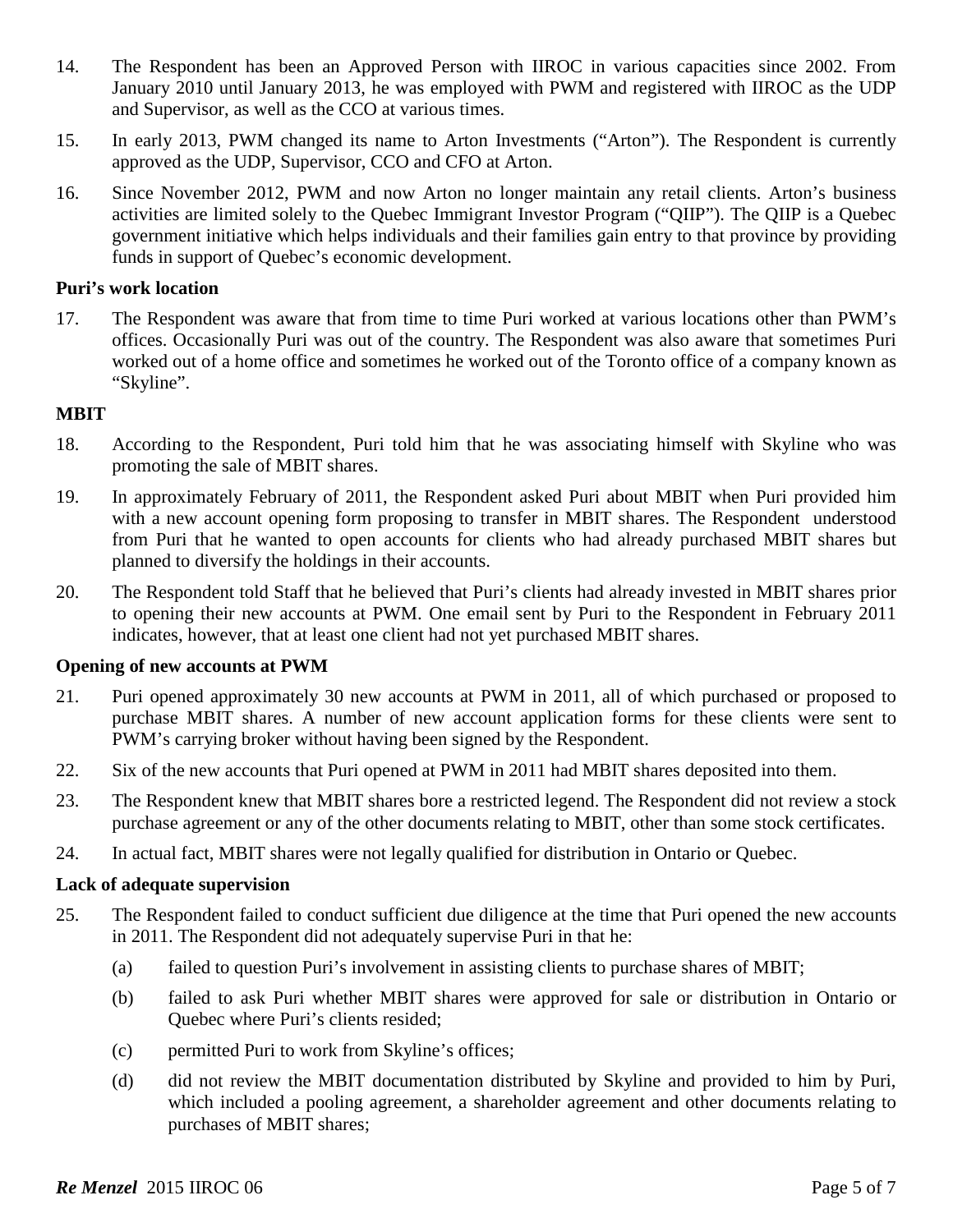14. The Respondent has been an Approved Person with IIROC in various capacities since 2002. From January 2010 until January 2013, he was employed with PWM and registered with IIROC as the UDP and Supervisor, as well as the CCO at various times.

15. In early 2013, PWM changed its name to Arton Investments ("Arton"). The Respondent is currently approved as the UDP, Supervisor, CCO and CFO at Arton.

16. Since November 2012, PWM and now Arton no longer maintain any retail clients. Arton's business activities are limited solely to the Quebec Immigrant Investor Program ("QIIP"). The QIIP is a Quebec government initiative which helps individuals and their families gain entry to that province by providing funds in support of Quebec's economic development.

**Puri's work location**

17. The Respondent was aware that from time to time Puri worked at various locations other than PWM's offices. Occasionally Puri was out of the country. The Respondent was also aware that sometimes Puri worked out of a home office and sometimes he worked out of the Toronto office of a company known as "Skyline".

**MBIT**

18. According to the Respondent, Puri told him that he was associating himself with Skyline who was promoting the sale of MBIT shares.

19. In approximately February of 2011, the Respondent asked Puri about MBIT when Puri provided him with a new account opening form proposing to transfer in MBIT shares. The Respondent understood from Puri that he wanted to open accounts for clients who had already purchased MBIT shares but planned to diversify the holdings in their accounts.

20. The Respondent told Staff that he believed that Puri's clients had already invested in MBIT shares prior to opening their new accounts at PWM. One email sent by Puri to the Respondent in February 2011 indicates, however, that at least one client had not yet purchased MBIT shares.

**Opening of new accounts at PWM**

21. Puri opened approximately 30 new accounts at PWM in 2011, all of which purchased or proposed to purchase MBIT shares. A number of new account application forms for these clients were sent to PWM's carrying broker without having been signed by the Respondent.

22. Six of the new accounts that Puri opened at PWM in 2011 had MBIT shares deposited into them.

23. The Respondent knew that MBIT shares bore a restricted legend. The Respondent did not review a stock purchase agreement or any of the other documents relating to MBIT, other than some stock certificates.

24. In actual fact, MBIT shares were not legally qualified for distribution in Ontario or Quebec.

**Lack of adequate supervision**

25. The Respondent failed to conduct sufficient due diligence at the time that Puri opened the new accounts in 2011. The Respondent did not adequately supervise Puri in that he:

    (a) failed to question Puri's involvement in assisting clients to purchase shares of MBIT;

    (b) failed to ask Puri whether MBIT shares were approved for sale or distribution in Ontario or Quebec where Puri's clients resided;

    (c) permitted Puri to work from Skyline's offices;

    (d) did not review the MBIT documentation distributed by Skyline and provided to him by Puri, which included a pooling agreement, a shareholder agreement and other documents relating to purchases of MBIT shares;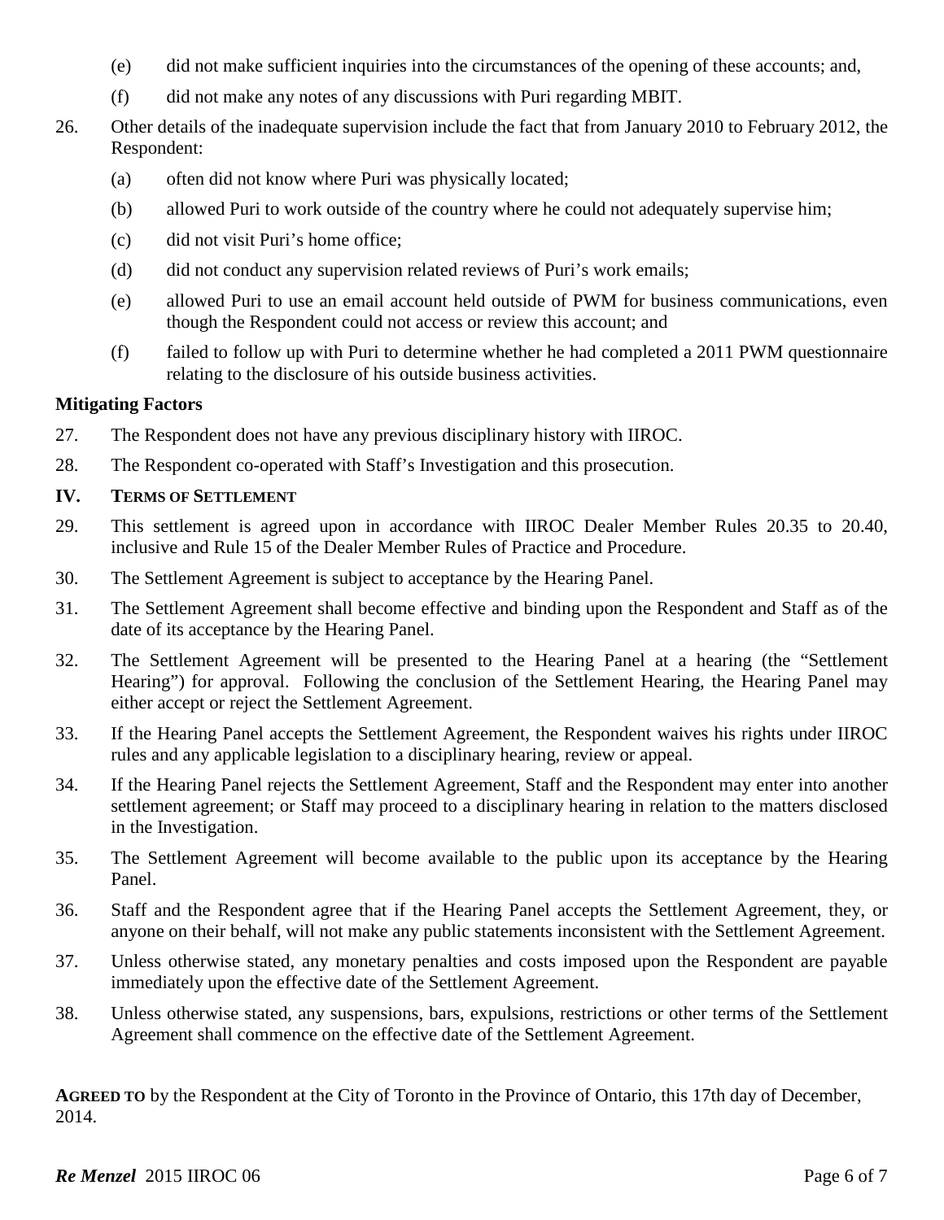(e) did not make sufficient inquiries into the circumstances of the opening of these accounts; and,

(f) did not make any notes of any discussions with Puri regarding MBIT.

26. Other details of the inadequate supervision include the fact that from January 2010 to February 2012, the Respondent:

(a) often did not know where Puri was physically located;

(b) allowed Puri to work outside of the country where he could not adequately supervise him;

(c) did not visit Puri's home office;

(d) did not conduct any supervision related reviews of Puri's work emails;

(e) allowed Puri to use an email account held outside of PWM for business communications, even though the Respondent could not access or review this account; and

(f) failed to follow up with Puri to determine whether he had completed a 2011 PWM questionnaire relating to the disclosure of his outside business activities.

**Mitigating Factors**

27. The Respondent does not have any previous disciplinary history with IIROC.

28. The Respondent co-operated with Staff's Investigation and this prosecution.

## IV. TERMS OF SETTLEMENT

29. This settlement is agreed upon in accordance with IIROC Dealer Member Rules 20.35 to 20.40, inclusive and Rule 15 of the Dealer Member Rules of Practice and Procedure.

30. The Settlement Agreement is subject to acceptance by the Hearing Panel.

31. The Settlement Agreement shall become effective and binding upon the Respondent and Staff as of the date of its acceptance by the Hearing Panel.

32. The Settlement Agreement will be presented to the Hearing Panel at a hearing (the "Settlement Hearing") for approval. Following the conclusion of the Settlement Hearing, the Hearing Panel may either accept or reject the Settlement Agreement.

33. If the Hearing Panel accepts the Settlement Agreement, the Respondent waives his rights under IIROC rules and any applicable legislation to a disciplinary hearing, review or appeal.

34. If the Hearing Panel rejects the Settlement Agreement, Staff and the Respondent may enter into another settlement agreement; or Staff may proceed to a disciplinary hearing in relation to the matters disclosed in the Investigation.

35. The Settlement Agreement will become available to the public upon its acceptance by the Hearing Panel.

36. Staff and the Respondent agree that if the Hearing Panel accepts the Settlement Agreement, they, or anyone on their behalf, will not make any public statements inconsistent with the Settlement Agreement.

37. Unless otherwise stated, any monetary penalties and costs imposed upon the Respondent are payable immediately upon the effective date of the Settlement Agreement.

38. Unless otherwise stated, any suspensions, bars, expulsions, restrictions or other terms of the Settlement Agreement shall commence on the effective date of the Settlement Agreement.

**AGREED TO** by the Respondent at the City of Toronto in the Province of Ontario, this 17th day of December, 2014.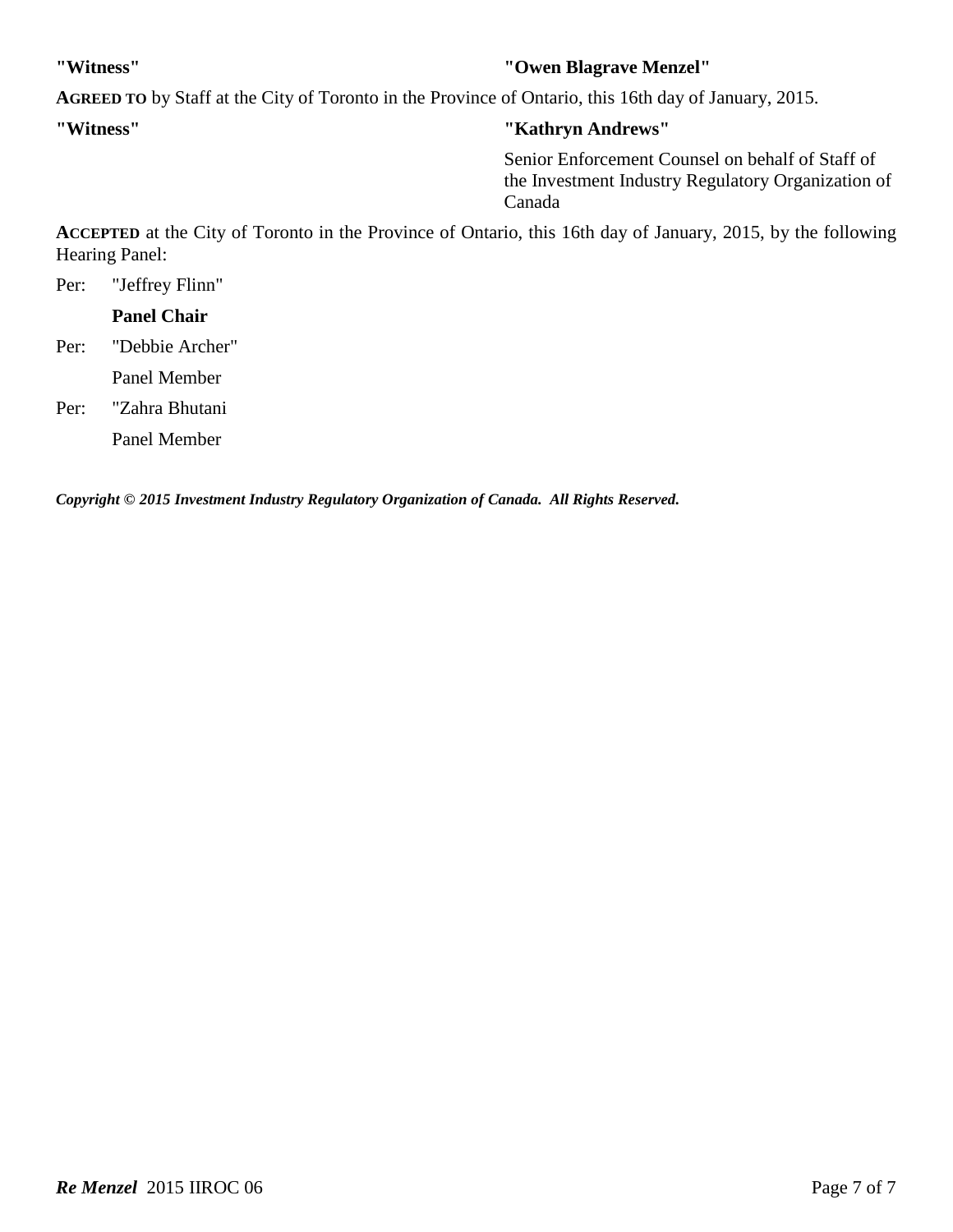**"Witness"** **"Owen Blagrave Menzel"**

**AGREED TO** by Staff at the City of Toronto in the Province of Ontario, this 16th day of January, 2015.

**"Witness"** **"Kathryn Andrews"**

Senior Enforcement Counsel on behalf of Staff of the Investment Industry Regulatory Organization of Canada

**ACCEPTED** at the City of Toronto in the Province of Ontario, this 16th day of January, 2015, by the following Hearing Panel:

Per: "Jeffrey Flinn"

**Panel Chair**

Per: "Debbie Archer"

Panel Member

Per: "Zahra Bhutani

Panel Member

***Copyright © 2015 Investment Industry Regulatory Organization of Canada. All Rights Reserved.***